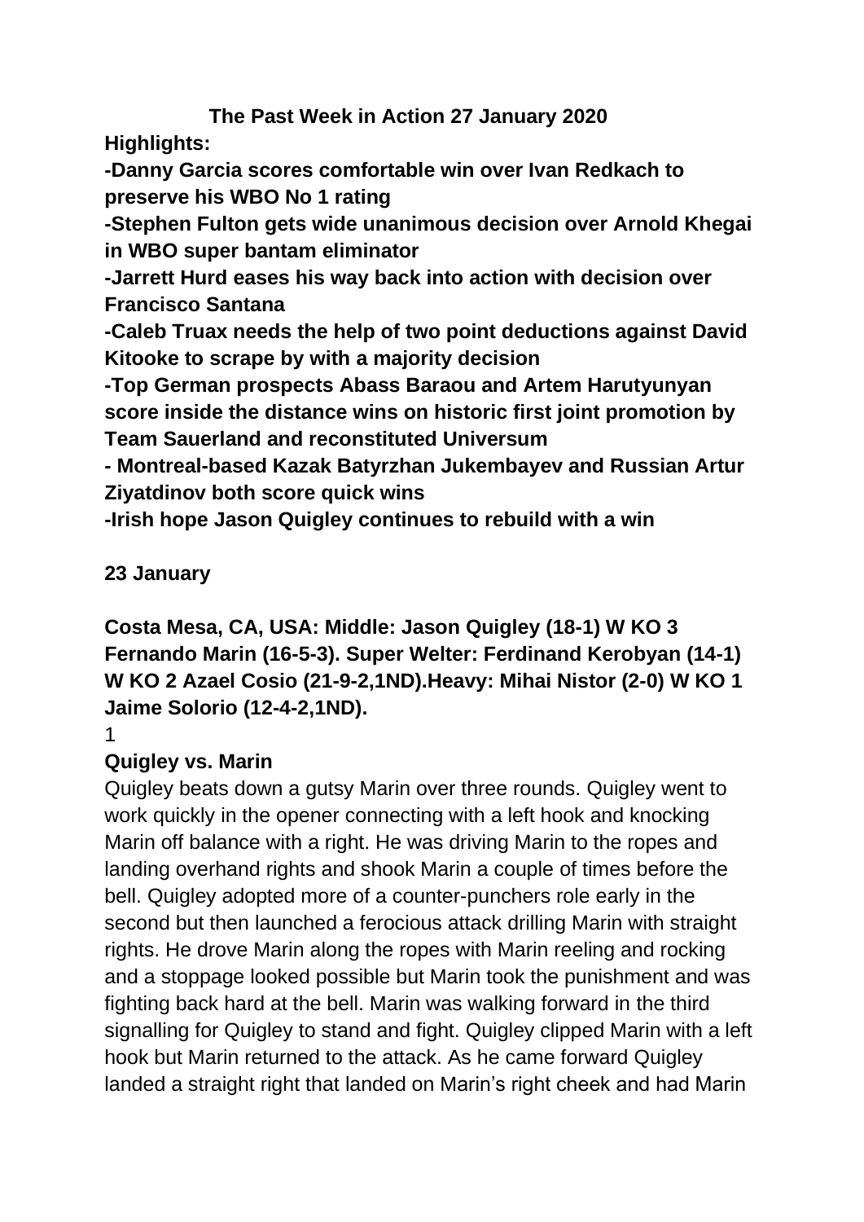# The Past Week in Action 27 January 2020

**Highlights:**

**-Danny Garcia scores comfortable win over Ivan Redkach to preserve his WBO No 1 rating**

**-Stephen Fulton gets wide unanimous decision over Arnold Khegai in WBO super bantam eliminator**

**-Jarrett Hurd eases his way back into action with decision over Francisco Santana**

**-Caleb Truax needs the help of two point deductions against David Kitooke to scrape by with a majority decision**

**-Top German prospects Abass Baraou and Artem Harutyunyan score inside the distance wins on historic first joint promotion by Team Sauerland and reconstituted Universum**

**- Montreal-based Kazak Batyrzhan Jukembayev and Russian Artur Ziyatdinov both score quick wins**

**-Irish hope Jason Quigley continues to rebuild with a win**

**23 January**

**Costa Mesa, CA, USA: Middle: Jason Quigley (18-1) W KO 3 Fernando Marin (16-5-3). Super Welter: Ferdinand Kerobyan (14-1) W KO 2 Azael Cosio (21-9-2,1ND).Heavy: Mihai Nistor (2-0) W KO 1 Jaime Solorio (12-4-2,1ND).**

1

**Quigley vs. Marin**

Quigley beats down a gutsy Marin over three rounds. Quigley went to work quickly in the opener connecting with a left hook and knocking Marin off balance with a right. He was driving Marin to the ropes and landing overhand rights and shook Marin a couple of times before the bell. Quigley adopted more of a counter-punchers role early in the second but then launched a ferocious attack drilling Marin with straight rights. He drove Marin along the ropes with Marin reeling and rocking and a stoppage looked possible but Marin took the punishment and was fighting back hard at the bell. Marin was walking forward in the third signalling for Quigley to stand and fight. Quigley clipped Marin with a left hook but Marin returned to the attack. As he came forward Quigley landed a straight right that landed on Marin's right cheek and had Marin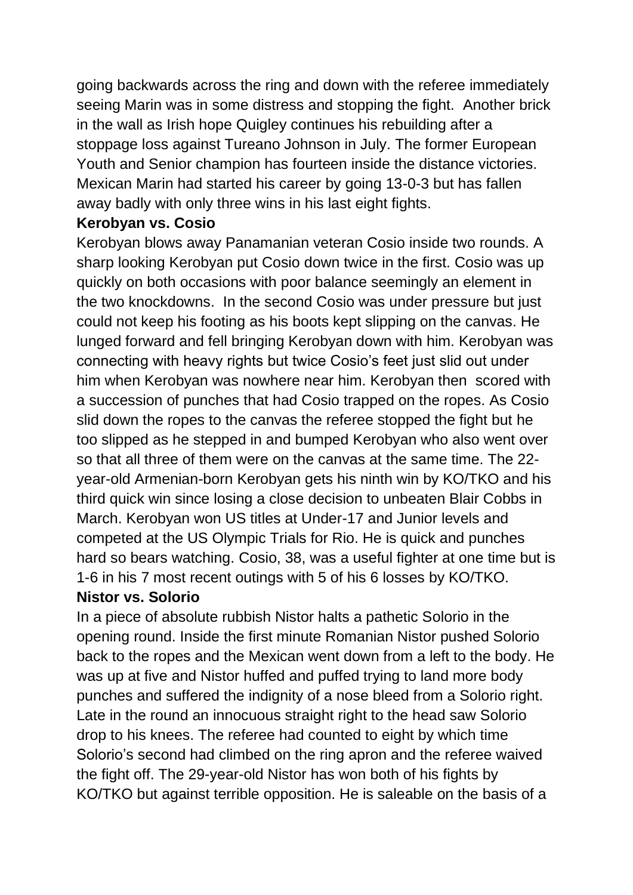going backwards across the ring and down with the referee immediately seeing Marin was in some distress and stopping the fight. Another brick in the wall as Irish hope Quigley continues his rebuilding after a stoppage loss against Tureano Johnson in July. The former European Youth and Senior champion has fourteen inside the distance victories. Mexican Marin had started his career by going 13-0-3 but has fallen away badly with only three wins in his last eight fights.

**Kerobyan vs. Cosio**

Kerobyan blows away Panamanian veteran Cosio inside two rounds. A sharp looking Kerobyan put Cosio down twice in the first. Cosio was up quickly on both occasions with poor balance seemingly an element in the two knockdowns. In the second Cosio was under pressure but just could not keep his footing as his boots kept slipping on the canvas. He lunged forward and fell bringing Kerobyan down with him. Kerobyan was connecting with heavy rights but twice Cosio's feet just slid out under him when Kerobyan was nowhere near him. Kerobyan then scored with a succession of punches that had Cosio trapped on the ropes. As Cosio slid down the ropes to the canvas the referee stopped the fight but he too slipped as he stepped in and bumped Kerobyan who also went over so that all three of them were on the canvas at the same time. The 22-year-old Armenian-born Kerobyan gets his ninth win by KO/TKO and his third quick win since losing a close decision to unbeaten Blair Cobbs in March. Kerobyan won US titles at Under-17 and Junior levels and competed at the US Olympic Trials for Rio. He is quick and punches hard so bears watching. Cosio, 38, was a useful fighter at one time but is 1-6 in his 7 most recent outings with 5 of his 6 losses by KO/TKO.

**Nistor vs. Solorio**

In a piece of absolute rubbish Nistor halts a pathetic Solorio in the opening round. Inside the first minute Romanian Nistor pushed Solorio back to the ropes and the Mexican went down from a left to the body. He was up at five and Nistor huffed and puffed trying to land more body punches and suffered the indignity of a nose bleed from a Solorio right. Late in the round an innocuous straight right to the head saw Solorio drop to his knees. The referee had counted to eight by which time Solorio's second had climbed on the ring apron and the referee waived the fight off. The 29-year-old Nistor has won both of his fights by KO/TKO but against terrible opposition. He is saleable on the basis of a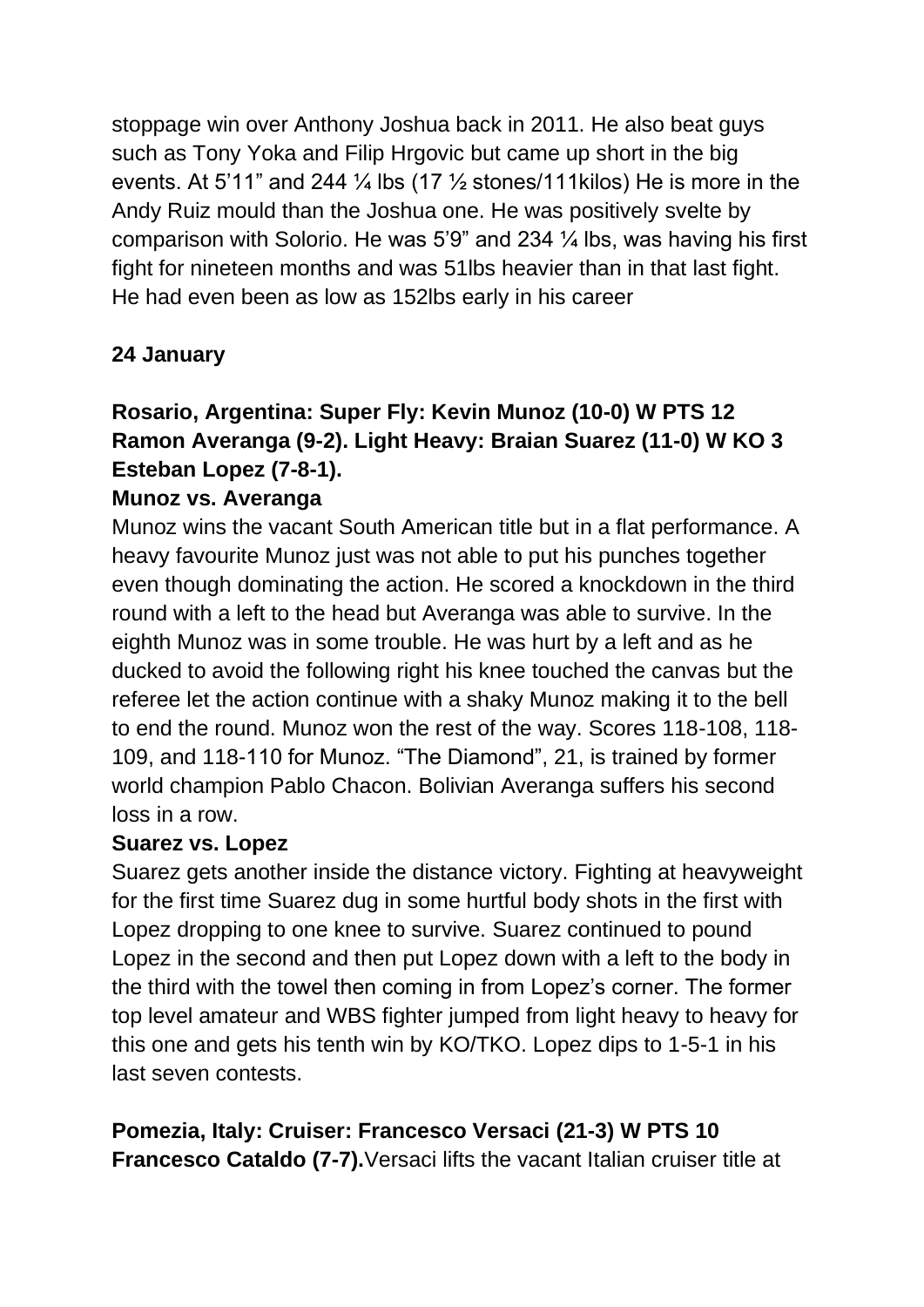stoppage win over Anthony Joshua back in 2011. He also beat guys such as Tony Yoka and Filip Hrgovic but came up short in the big events. At 5'11" and 244 ¼ lbs (17 ½ stones/111kilos) He is more in the Andy Ruiz mould than the Joshua one. He was positively svelte by comparison with Solorio. He was 5'9" and 234 ¼ lbs, was having his first fight for nineteen months and was 51lbs heavier than in that last fight. He had even been as low as 152lbs early in his career

**24 January**

**Rosario, Argentina: Super Fly: Kevin Munoz (10-0) W PTS 12 Ramon Averanga (9-2). Light Heavy: Braian Suarez (11-0) W KO 3 Esteban Lopez (7-8-1).**

**Munoz vs. Averanga**

Munoz wins the vacant South American title but in a flat performance. A heavy favourite Munoz just was not able to put his punches together even though dominating the action. He scored a knockdown in the third round with a left to the head but Averanga was able to survive. In the eighth Munoz was in some trouble. He was hurt by a left and as he ducked to avoid the following right his knee touched the canvas but the referee let the action continue with a shaky Munoz making it to the bell to end the round. Munoz won the rest of the way. Scores 118-108, 118-109, and 118-110 for Munoz. "The Diamond", 21, is trained by former world champion Pablo Chacon. Bolivian Averanga suffers his second loss in a row.

**Suarez vs. Lopez**

Suarez gets another inside the distance victory. Fighting at heavyweight for the first time Suarez dug in some hurtful body shots in the first with Lopez dropping to one knee to survive. Suarez continued to pound Lopez in the second and then put Lopez down with a left to the body in the third with the towel then coming in from Lopez's corner. The former top level amateur and WBS fighter jumped from light heavy to heavy for this one and gets his tenth win by KO/TKO. Lopez dips to 1-5-1 in his last seven contests.

**Pomezia, Italy: Cruiser: Francesco Versaci (21-3) W PTS 10 Francesco Cataldo (7-7).** Versaci lifts the vacant Italian cruiser title at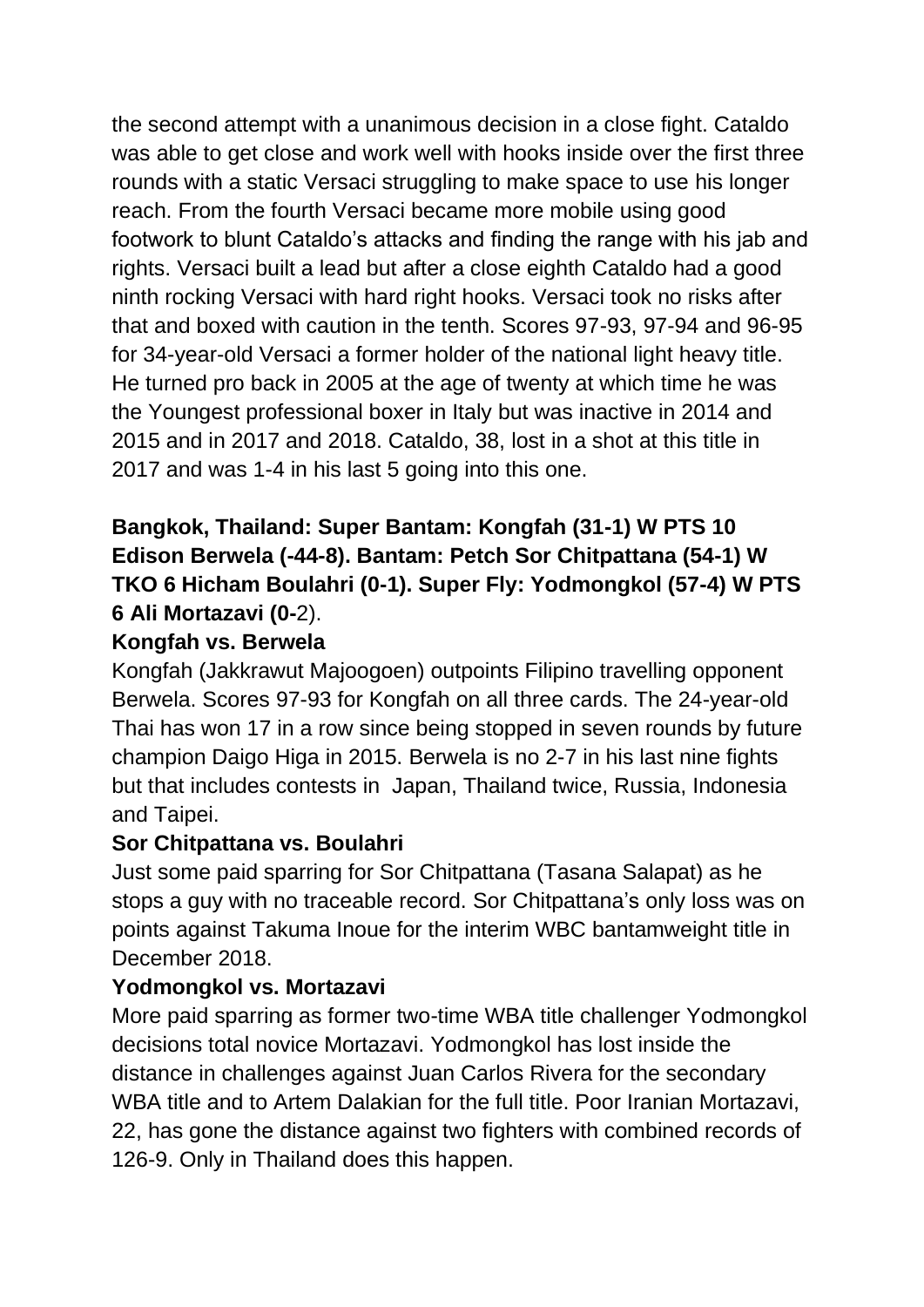the second attempt with a unanimous decision in a close fight. Cataldo was able to get close and work well with hooks inside over the first three rounds with a static Versaci struggling to make space to use his longer reach. From the fourth Versaci became more mobile using good footwork to blunt Cataldo's attacks and finding the range with his jab and rights. Versaci built a lead but after a close eighth Cataldo had a good ninth rocking Versaci with hard right hooks. Versaci took no risks after that and boxed with caution in the tenth. Scores 97-93, 97-94 and 96-95 for 34-year-old Versaci a former holder of the national light heavy title. He turned pro back in 2005 at the age of twenty at which time he was the Youngest professional boxer in Italy but was inactive in 2014 and 2015 and in 2017 and 2018. Cataldo, 38, lost in a shot at this title in 2017 and was 1-4 in his last 5 going into this one.

**Bangkok, Thailand: Super Bantam: Kongfah (31-1) W PTS 10 Edison Berwela (-44-8). Bantam: Petch Sor Chitpattana (54-1) W TKO 6 Hicham Boulahri (0-1). Super Fly: Yodmongkol (57-4) W PTS 6 Ali Mortazavi (0-**2).

**Kongfah vs. Berwela**

Kongfah (Jakkrawut Majoogoen) outpoints Filipino travelling opponent Berwela. Scores 97-93 for Kongfah on all three cards. The 24-year-old Thai has won 17 in a row since being stopped in seven rounds by future champion Daigo Higa in 2015. Berwela is no 2-7 in his last nine fights but that includes contests in Japan, Thailand twice, Russia, Indonesia and Taipei.

**Sor Chitpattana vs. Boulahri**

Just some paid sparring for Sor Chitpattana (Tasana Salapat) as he stops a guy with no traceable record. Sor Chitpattana's only loss was on points against Takuma Inoue for the interim WBC bantamweight title in December 2018.

**Yodmongkol vs. Mortazavi**

More paid sparring as former two-time WBA title challenger Yodmongkol decisions total novice Mortazavi. Yodmongkol has lost inside the distance in challenges against Juan Carlos Rivera for the secondary WBA title and to Artem Dalakian for the full title. Poor Iranian Mortazavi, 22, has gone the distance against two fighters with combined records of 126-9. Only in Thailand does this happen.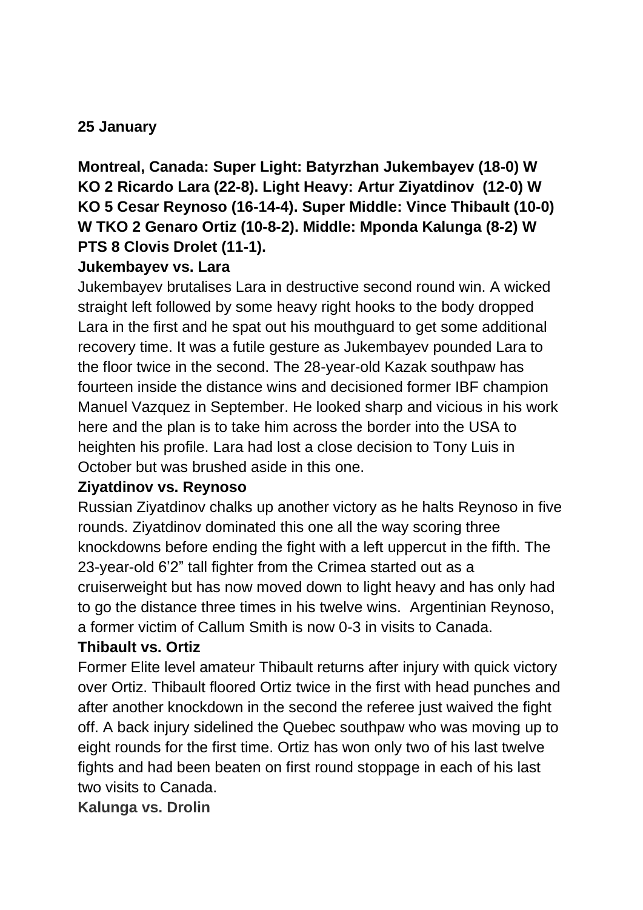**25 January**

**Montreal, Canada: Super Light: Batyrzhan Jukembayev (18-0) W KO 2 Ricardo Lara (22-8). Light Heavy: Artur Ziyatdinov (12-0) W KO 5 Cesar Reynoso (16-14-4). Super Middle: Vince Thibault (10-0) W TKO 2 Genaro Ortiz (10-8-2). Middle: Mponda Kalunga (8-2) W PTS 8 Clovis Drolet (11-1).**

**Jukembayev vs. Lara**

Jukembayev brutalises Lara in destructive second round win. A wicked straight left followed by some heavy right hooks to the body dropped Lara in the first and he spat out his mouthguard to get some additional recovery time. It was a futile gesture as Jukembayev pounded Lara to the floor twice in the second. The 28-year-old Kazak southpaw has fourteen inside the distance wins and decisioned former IBF champion Manuel Vazquez in September. He looked sharp and vicious in his work here and the plan is to take him across the border into the USA to heighten his profile. Lara had lost a close decision to Tony Luis in October but was brushed aside in this one.

**Ziyatdinov vs. Reynoso**

Russian Ziyatdinov chalks up another victory as he halts Reynoso in five rounds. Ziyatdinov dominated this one all the way scoring three knockdowns before ending the fight with a left uppercut in the fifth. The 23-year-old 6'2" tall fighter from the Crimea started out as a cruiserweight but has now moved down to light heavy and has only had to go the distance three times in his twelve wins. Argentinian Reynoso, a former victim of Callum Smith is now 0-3 in visits to Canada.

**Thibault vs. Ortiz**

Former Elite level amateur Thibault returns after injury with quick victory over Ortiz. Thibault floored Ortiz twice in the first with head punches and after another knockdown in the second the referee just waived the fight off. A back injury sidelined the Quebec southpaw who was moving up to eight rounds for the first time. Ortiz has won only two of his last twelve fights and had been beaten on first round stoppage in each of his last two visits to Canada.

**Kalunga vs. Drolin**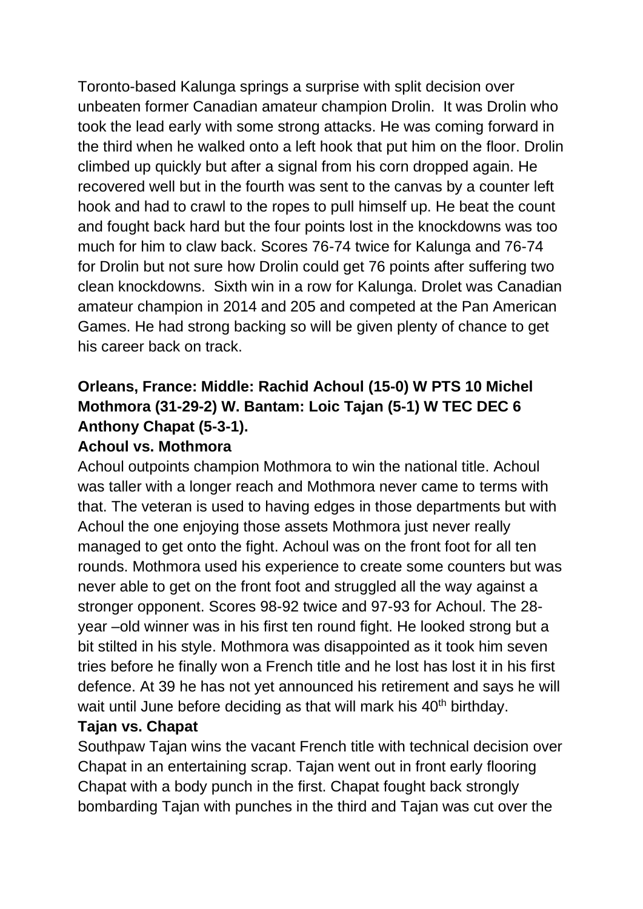Toronto-based Kalunga springs a surprise with split decision over unbeaten former Canadian amateur champion Drolin.  It was Drolin who took the lead early with some strong attacks. He was coming forward in the third when he walked onto a left hook that put him on the floor. Drolin climbed up quickly but after a signal from his corn dropped again. He recovered well but in the fourth was sent to the canvas by a counter left hook and had to crawl to the ropes to pull himself up. He beat the count and fought back hard but the four points lost in the knockdowns was too much for him to claw back. Scores 76-74 twice for Kalunga and 76-74 for Drolin but not sure how Drolin could get 76 points after suffering two clean knockdowns.  Sixth win in a row for Kalunga. Drolet was Canadian amateur champion in 2014 and 205 and competed at the Pan American Games. He had strong backing so will be given plenty of chance to get his career back on track.

**Orleans, France: Middle: Rachid Achoul (15-0) W PTS 10 Michel Mothmora (31-29-2) W. Bantam: Loic Tajan (5-1) W TEC DEC 6 Anthony Chapat (5-3-1).**

**Achoul vs. Mothmora**

Achoul outpoints champion Mothmora to win the national title. Achoul was taller with a longer reach and Mothmora never came to terms with that. The veteran is used to having edges in those departments but with Achoul the one enjoying those assets Mothmora just never really managed to get onto the fight. Achoul was on the front foot for all ten rounds. Mothmora used his experience to create some counters but was never able to get on the front foot and struggled all the way against a stronger opponent. Scores 98-92 twice and 97-93 for Achoul. The 28-year –old winner was in his first ten round fight. He looked strong but a bit stilted in his style. Mothmora was disappointed as it took him seven tries before he finally won a French title and he lost has lost it in his first defence. At 39 he has not yet announced his retirement and says he will wait until June before deciding as that will mark his 40th birthday.

**Tajan vs. Chapat**

Southpaw Tajan wins the vacant French title with technical decision over Chapat in an entertaining scrap. Tajan went out in front early flooring Chapat with a body punch in the first. Chapat fought back strongly bombarding Tajan with punches in the third and Tajan was cut over the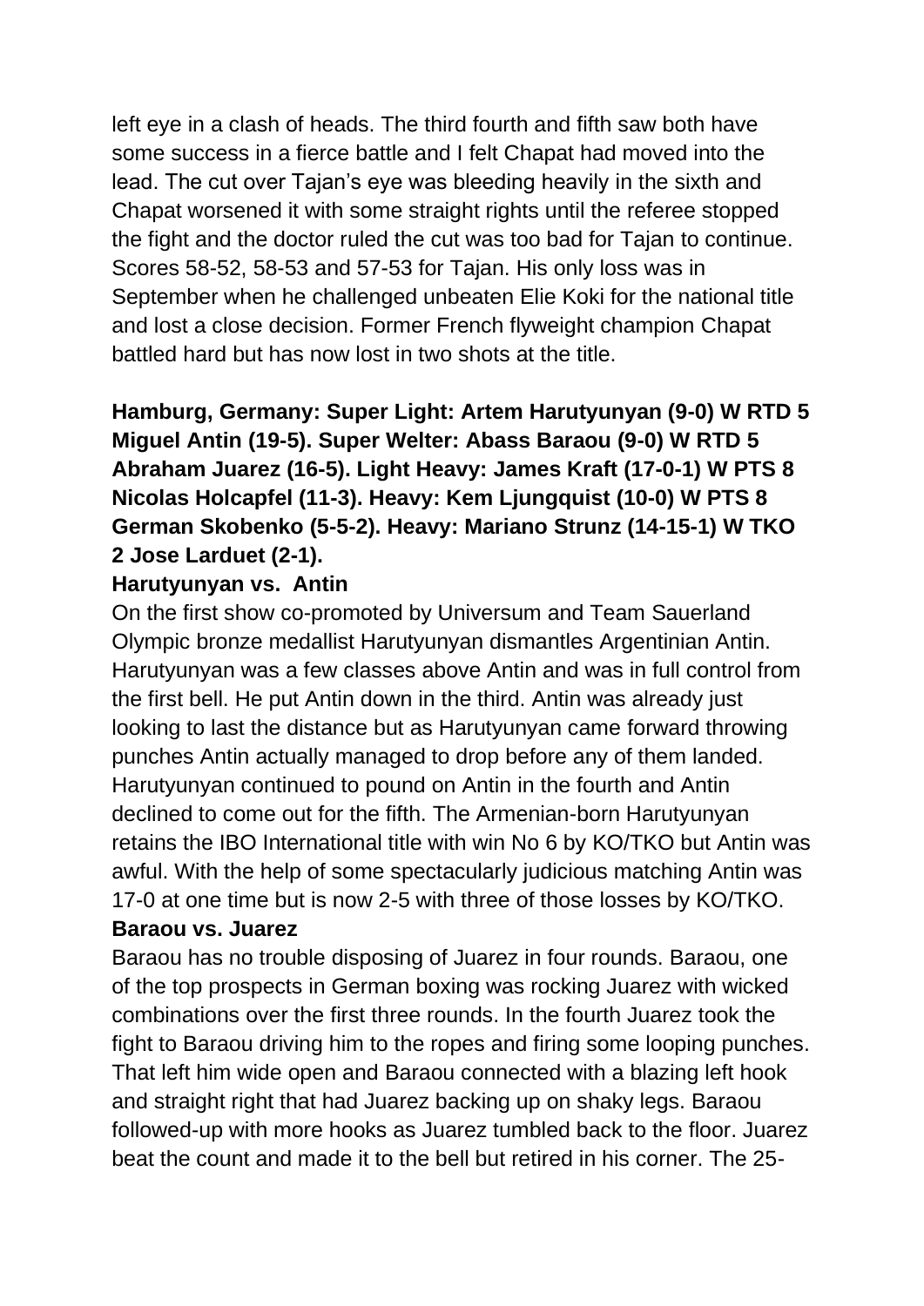left eye in a clash of heads. The third fourth and fifth saw both have some success in a fierce battle and I felt Chapat had moved into the lead. The cut over Tajan's eye was bleeding heavily in the sixth and Chapat worsened it with some straight rights until the referee stopped the fight and the doctor ruled the cut was too bad for Tajan to continue. Scores 58-52, 58-53 and 57-53 for Tajan. His only loss was in September when he challenged unbeaten Elie Koki for the national title and lost a close decision. Former French flyweight champion Chapat battled hard but has now lost in two shots at the title.

**Hamburg, Germany: Super Light: Artem Harutyunyan (9-0) W RTD 5 Miguel Antin (19-5). Super Welter: Abass Baraou (9-0) W RTD 5 Abraham Juarez (16-5). Light Heavy: James Kraft (17-0-1) W PTS 8 Nicolas Holcapfel (11-3). Heavy: Kem Ljungquist (10-0) W PTS 8 German Skobenko (5-5-2). Heavy: Mariano Strunz (14-15-1) W TKO 2 Jose Larduet (2-1).**

**Harutyunyan vs. Antin**

On the first show co-promoted by Universum and Team Sauerland Olympic bronze medallist Harutyunyan dismantles Argentinian Antin. Harutyunyan was a few classes above Antin and was in full control from the first bell. He put Antin down in the third. Antin was already just looking to last the distance but as Harutyunyan came forward throwing punches Antin actually managed to drop before any of them landed. Harutyunyan continued to pound on Antin in the fourth and Antin declined to come out for the fifth. The Armenian-born Harutyunyan retains the IBO International title with win No 6 by KO/TKO but Antin was awful. With the help of some spectacularly judicious matching Antin was 17-0 at one time but is now 2-5 with three of those losses by KO/TKO.

**Baraou vs. Juarez**

Baraou has no trouble disposing of Juarez in four rounds. Baraou, one of the top prospects in German boxing was rocking Juarez with wicked combinations over the first three rounds. In the fourth Juarez took the fight to Baraou driving him to the ropes and firing some looping punches. That left him wide open and Baraou connected with a blazing left hook and straight right that had Juarez backing up on shaky legs. Baraou followed-up with more hooks as Juarez tumbled back to the floor. Juarez beat the count and made it to the bell but retired in his corner. The 25-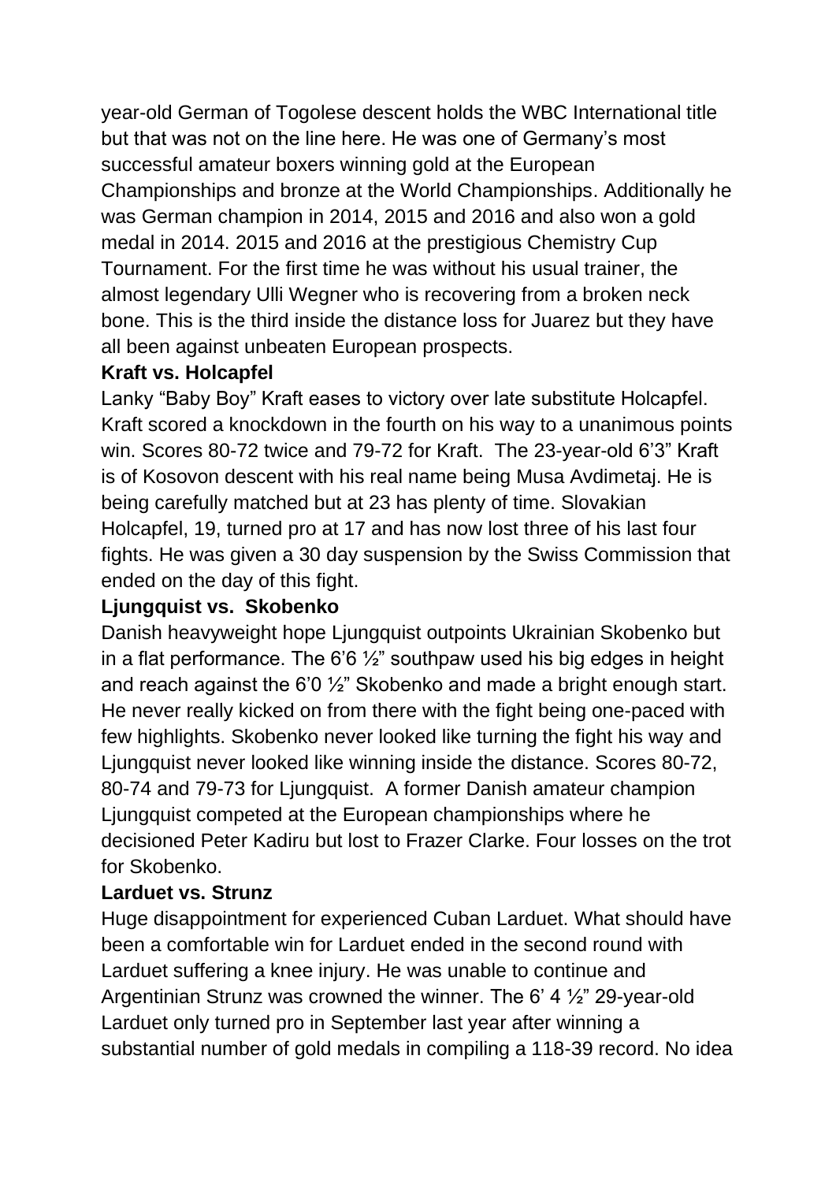year-old German of Togolese descent holds the WBC International title but that was not on the line here. He was one of Germany's most successful amateur boxers winning gold at the European Championships and bronze at the World Championships. Additionally he was German champion in 2014, 2015 and 2016 and also won a gold medal in 2014. 2015 and 2016 at the prestigious Chemistry Cup Tournament. For the first time he was without his usual trainer, the almost legendary Ulli Wegner who is recovering from a broken neck bone. This is the third inside the distance loss for Juarez but they have all been against unbeaten European prospects.

**Kraft vs. Holcapfel**

Lanky "Baby Boy" Kraft eases to victory over late substitute Holcapfel. Kraft scored a knockdown in the fourth on his way to a unanimous points win. Scores 80-72 twice and 79-72 for Kraft. The 23-year-old 6'3" Kraft is of Kosovon descent with his real name being Musa Avdimetaj. He is being carefully matched but at 23 has plenty of time. Slovakian Holcapfel, 19, turned pro at 17 and has now lost three of his last four fights. He was given a 30 day suspension by the Swiss Commission that ended on the day of this fight.

**Ljungquist vs. Skobenko**

Danish heavyweight hope Ljungquist outpoints Ukrainian Skobenko but in a flat performance. The 6'6 ½" southpaw used his big edges in height and reach against the 6'0 ½" Skobenko and made a bright enough start. He never really kicked on from there with the fight being one-paced with few highlights. Skobenko never looked like turning the fight his way and Ljungquist never looked like winning inside the distance. Scores 80-72, 80-74 and 79-73 for Ljungquist. A former Danish amateur champion Ljungquist competed at the European championships where he decisioned Peter Kadiru but lost to Frazer Clarke. Four losses on the trot for Skobenko.

**Larduet vs. Strunz**

Huge disappointment for experienced Cuban Larduet. What should have been a comfortable win for Larduet ended in the second round with Larduet suffering a knee injury. He was unable to continue and Argentinian Strunz was crowned the winner. The 6' 4 ½" 29-year-old Larduet only turned pro in September last year after winning a substantial number of gold medals in compiling a 118-39 record. No idea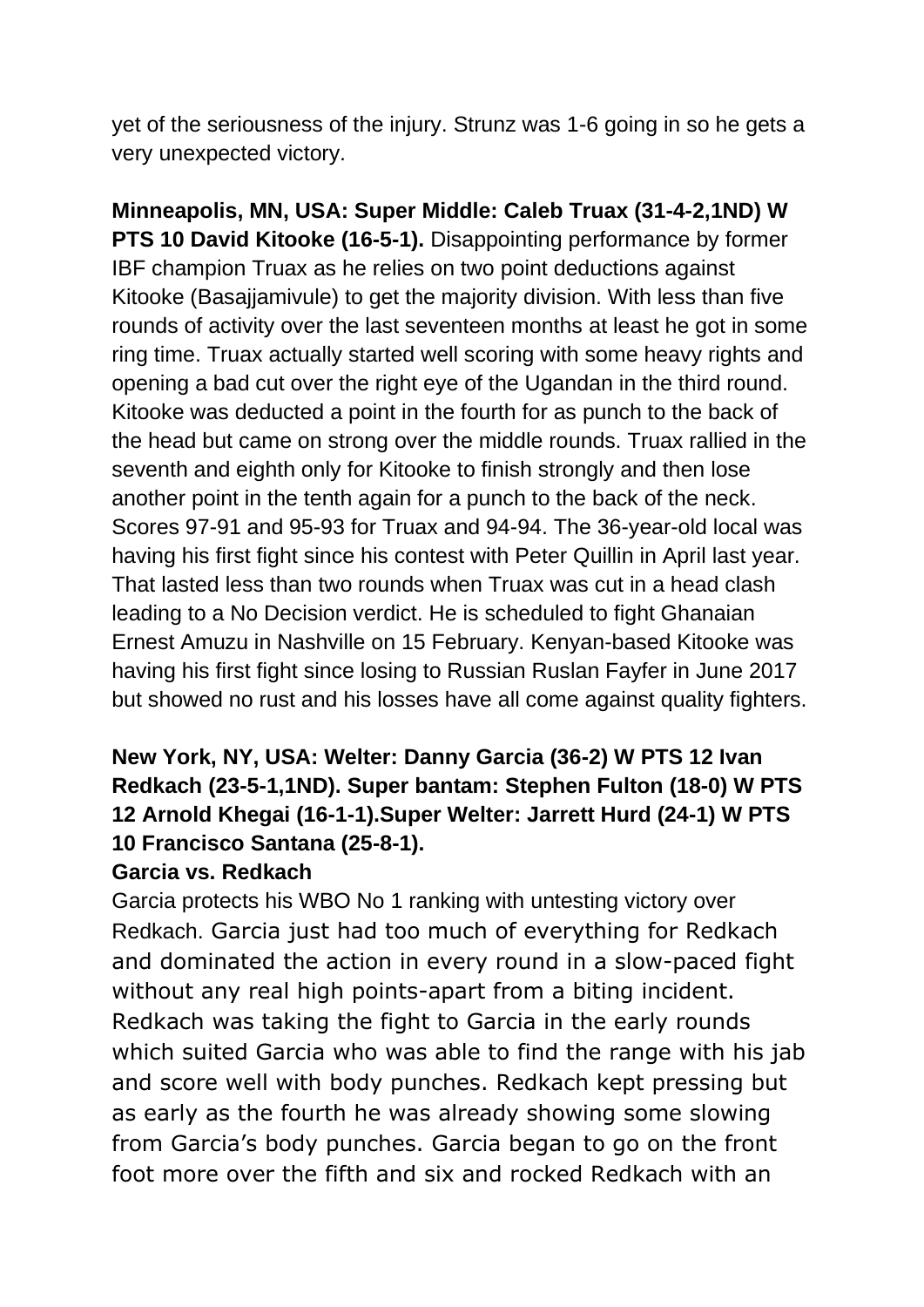yet of the seriousness of the injury. Strunz was 1-6 going in so he gets a very unexpected victory.

**Minneapolis, MN, USA: Super Middle: Caleb Truax (31-4-2,1ND) W PTS 10 David Kitooke (16-5-1).** Disappointing performance by former IBF champion Truax as he relies on two point deductions against Kitooke (Basajjamivule) to get the majority division. With less than five rounds of activity over the last seventeen months at least he got in some ring time. Truax actually started well scoring with some heavy rights and opening a bad cut over the right eye of the Ugandan in the third round. Kitooke was deducted a point in the fourth for as punch to the back of the head but came on strong over the middle rounds. Truax rallied in the seventh and eighth only for Kitooke to finish strongly and then lose another point in the tenth again for a punch to the back of the neck. Scores 97-91 and 95-93 for Truax and 94-94. The 36-year-old local was having his first fight since his contest with Peter Quillin in April last year. That lasted less than two rounds when Truax was cut in a head clash leading to a No Decision verdict. He is scheduled to fight Ghanaian Ernest Amuzu in Nashville on 15 February. Kenyan-based Kitooke was having his first fight since losing to Russian Ruslan Fayfer in June 2017 but showed no rust and his losses have all come against quality fighters.

**New York, NY, USA: Welter: Danny Garcia (36-2) W PTS 12 Ivan Redkach (23-5-1,1ND). Super bantam: Stephen Fulton (18-0) W PTS 12 Arnold Khegai (16-1-1).Super Welter: Jarrett Hurd (24-1) W PTS 10 Francisco Santana (25-8-1).**

**Garcia vs. Redkach**

Garcia protects his WBO No 1 ranking with untesting victory over Redkach. Garcia just had too much of everything for Redkach and dominated the action in every round in a slow-paced fight without any real high points-apart from a biting incident. Redkach was taking the fight to Garcia in the early rounds which suited Garcia who was able to find the range with his jab and score well with body punches. Redkach kept pressing but as early as the fourth he was already showing some slowing from Garcia's body punches. Garcia began to go on the front foot more over the fifth and six and rocked Redkach with an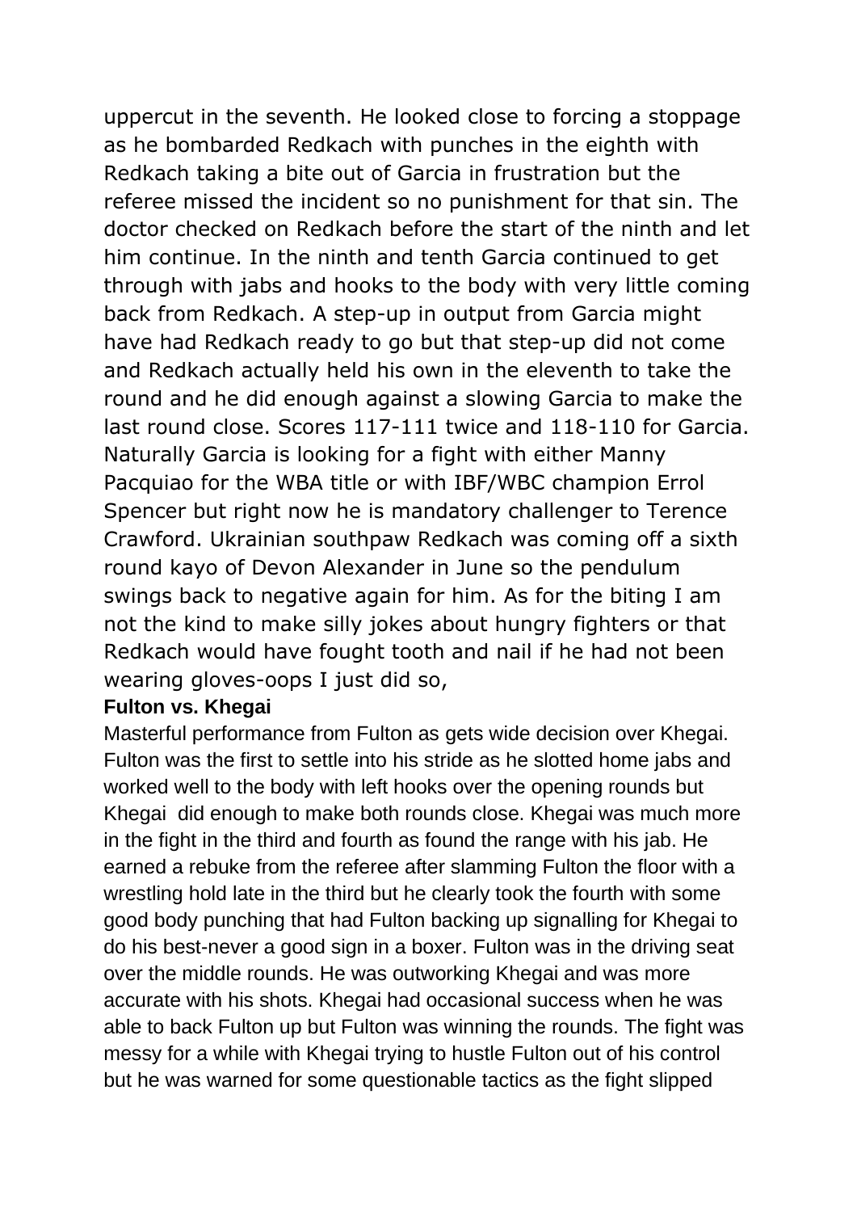uppercut in the seventh. He looked close to forcing a stoppage as he bombarded Redkach with punches in the eighth with Redkach taking a bite out of Garcia in frustration but the referee missed the incident so no punishment for that sin. The doctor checked on Redkach before the start of the ninth and let him continue. In the ninth and tenth Garcia continued to get through with jabs and hooks to the body with very little coming back from Redkach. A step-up in output from Garcia might have had Redkach ready to go but that step-up did not come and Redkach actually held his own in the eleventh to take the round and he did enough against a slowing Garcia to make the last round close. Scores 117-111 twice and 118-110 for Garcia. Naturally Garcia is looking for a fight with either Manny Pacquiao for the WBA title or with IBF/WBC champion Errol Spencer but right now he is mandatory challenger to Terence Crawford. Ukrainian southpaw Redkach was coming off a sixth round kayo of Devon Alexander in June so the pendulum swings back to negative again for him. As for the biting I am not the kind to make silly jokes about hungry fighters or that Redkach would have fought tooth and nail if he had not been wearing gloves-oops I just did so,

**Fulton vs. Khegai**

Masterful performance from Fulton as gets wide decision over Khegai. Fulton was the first to settle into his stride as he slotted home jabs and worked well to the body with left hooks over the opening rounds but Khegai did enough to make both rounds close. Khegai was much more in the fight in the third and fourth as found the range with his jab. He earned a rebuke from the referee after slamming Fulton the floor with a wrestling hold late in the third but he clearly took the fourth with some good body punching that had Fulton backing up signalling for Khegai to do his best-never a good sign in a boxer. Fulton was in the driving seat over the middle rounds. He was outworking Khegai and was more accurate with his shots. Khegai had occasional success when he was able to back Fulton up but Fulton was winning the rounds. The fight was messy for a while with Khegai trying to hustle Fulton out of his control but he was warned for some questionable tactics as the fight slipped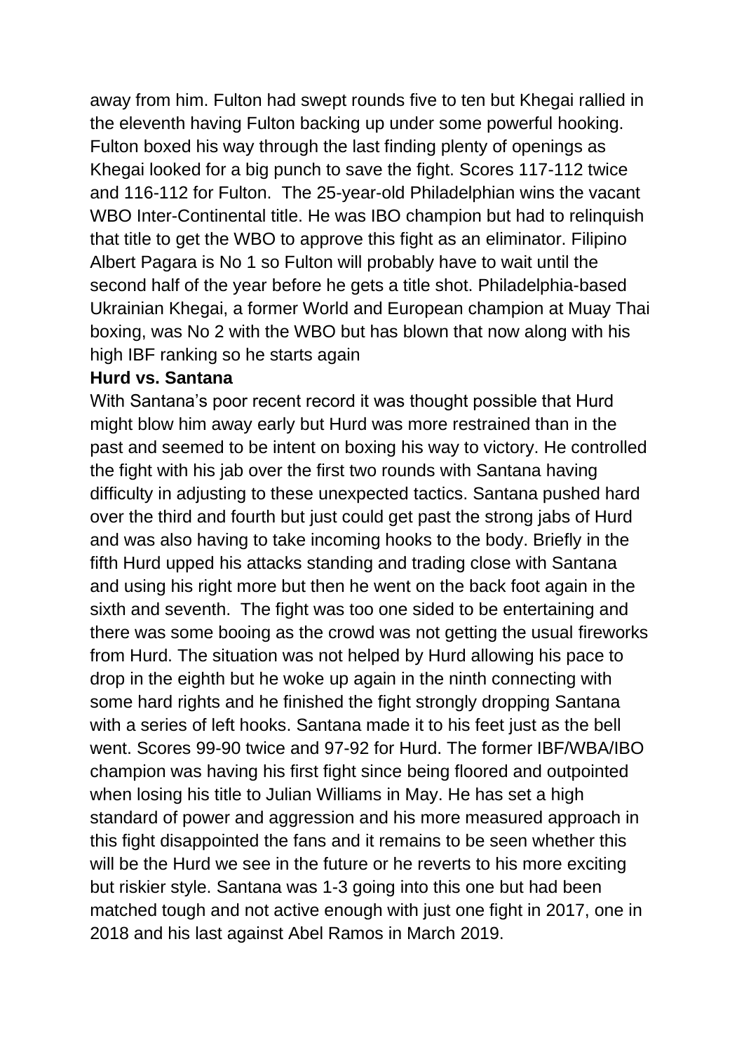away from him. Fulton had swept rounds five to ten but Khegai rallied in the eleventh having Fulton backing up under some powerful hooking. Fulton boxed his way through the last finding plenty of openings as Khegai looked for a big punch to save the fight. Scores 117-112 twice and 116-112 for Fulton. The 25-year-old Philadelphian wins the vacant WBO Inter-Continental title. He was IBO champion but had to relinquish that title to get the WBO to approve this fight as an eliminator. Filipino Albert Pagara is No 1 so Fulton will probably have to wait until the second half of the year before he gets a title shot. Philadelphia-based Ukrainian Khegai, a former World and European champion at Muay Thai boxing, was No 2 with the WBO but has blown that now along with his high IBF ranking so he starts again

**Hurd vs. Santana**

With Santana's poor recent record it was thought possible that Hurd might blow him away early but Hurd was more restrained than in the past and seemed to be intent on boxing his way to victory. He controlled the fight with his jab over the first two rounds with Santana having difficulty in adjusting to these unexpected tactics. Santana pushed hard over the third and fourth but just could get past the strong jabs of Hurd and was also having to take incoming hooks to the body. Briefly in the fifth Hurd upped his attacks standing and trading close with Santana and using his right more but then he went on the back foot again in the sixth and seventh. The fight was too one sided to be entertaining and there was some booing as the crowd was not getting the usual fireworks from Hurd. The situation was not helped by Hurd allowing his pace to drop in the eighth but he woke up again in the ninth connecting with some hard rights and he finished the fight strongly dropping Santana with a series of left hooks. Santana made it to his feet just as the bell went. Scores 99-90 twice and 97-92 for Hurd. The former IBF/WBA/IBO champion was having his first fight since being floored and outpointed when losing his title to Julian Williams in May. He has set a high standard of power and aggression and his more measured approach in this fight disappointed the fans and it remains to be seen whether this will be the Hurd we see in the future or he reverts to his more exciting but riskier style. Santana was 1-3 going into this one but had been matched tough and not active enough with just one fight in 2017, one in 2018 and his last against Abel Ramos in March 2019.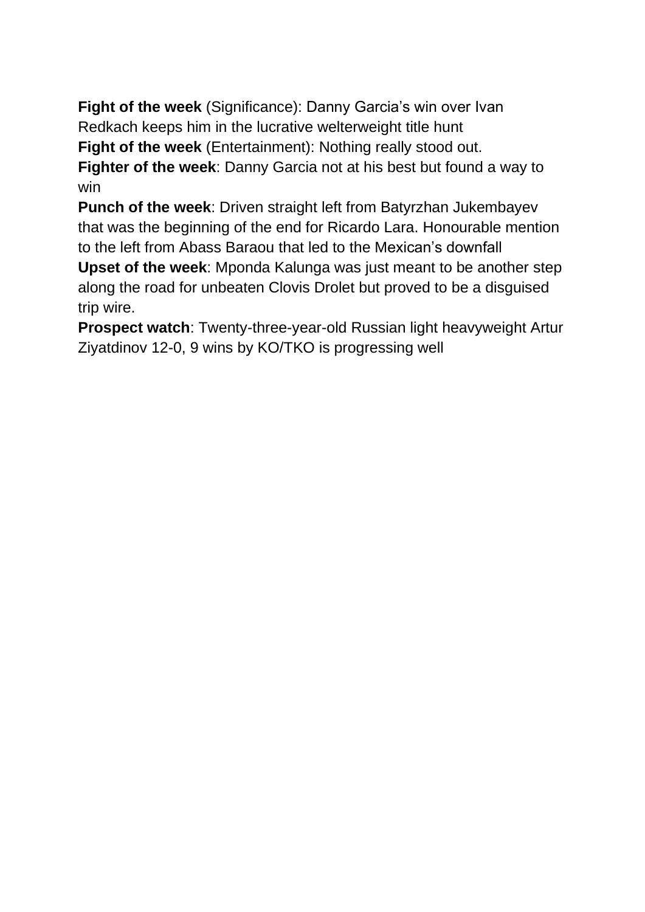**Fight of the week** (Significance): Danny Garcia's win over Ivan Redkach keeps him in the lucrative welterweight title hunt

**Fight of the week** (Entertainment): Nothing really stood out.

**Fighter of the week**: Danny Garcia not at his best but found a way to win

**Punch of the week**: Driven straight left from Batyrzhan Jukembayev that was the beginning of the end for Ricardo Lara. Honourable mention to the left from Abass Baraou that led to the Mexican's downfall

**Upset of the week**: Mponda Kalunga was just meant to be another step along the road for unbeaten Clovis Drolet but proved to be a disguised trip wire.

**Prospect watch**: Twenty-three-year-old Russian light heavyweight Artur Ziyatdinov 12-0, 9 wins by KO/TKO is progressing well